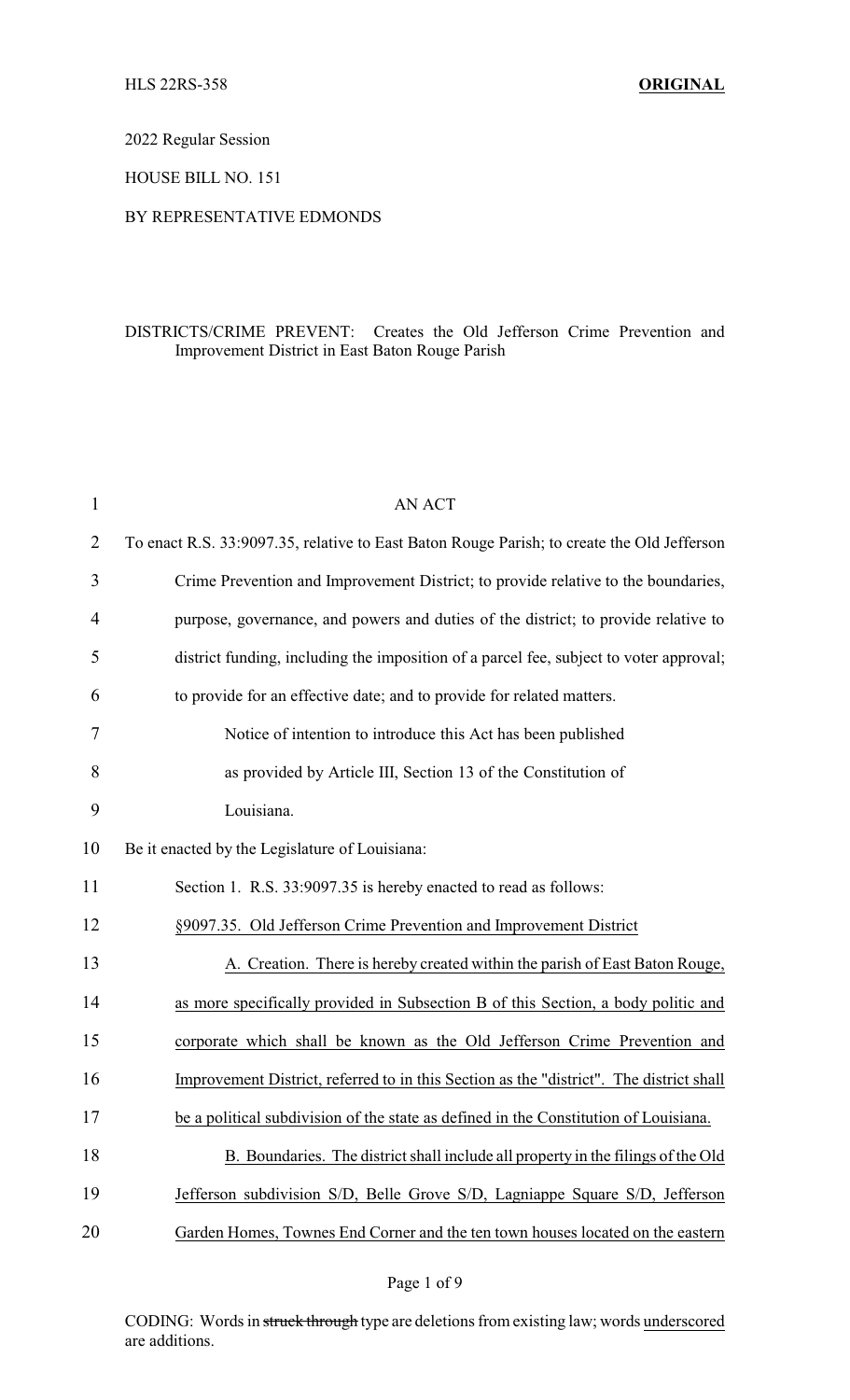2022 Regular Session

HOUSE BILL NO. 151

BY REPRESENTATIVE EDMONDS

DISTRICTS/CRIME PREVENT: Creates the Old Jefferson Crime Prevention and Improvement District in East Baton Rouge Parish

AN ACT

To enact R.S. 33:9097.35, relative to East Baton Rouge Parish; to create the Old Jefferson Crime Prevention and Improvement District; to provide relative to the boundaries, purpose, governance, and powers and duties of the district; to provide relative to district funding, including the imposition of a parcel fee, subject to voter approval; to provide for an effective date; and to provide for related matters.

Notice of intention to introduce this Act has been published as provided by Article III, Section 13 of the Constitution of Louisiana.

Be it enacted by the Legislature of Louisiana:

Section 1. R.S. 33:9097.35 is hereby enacted to read as follows:

§9097.35. Old Jefferson Crime Prevention and Improvement District

A. Creation. There is hereby created within the parish of East Baton Rouge, as more specifically provided in Subsection B of this Section, a body politic and corporate which shall be known as the Old Jefferson Crime Prevention and Improvement District, referred to in this Section as the "district". The district shall be a political subdivision of the state as defined in the Constitution of Louisiana.

B. Boundaries. The district shall include all property in the filings of the Old Jefferson subdivision S/D, Belle Grove S/D, Lagniappe Square S/D, Jefferson Garden Homes, Townes End Corner and the ten town houses located on the eastern

CODING: Words in ~~struck through~~ type are deletions from existing law; words underscored are additions.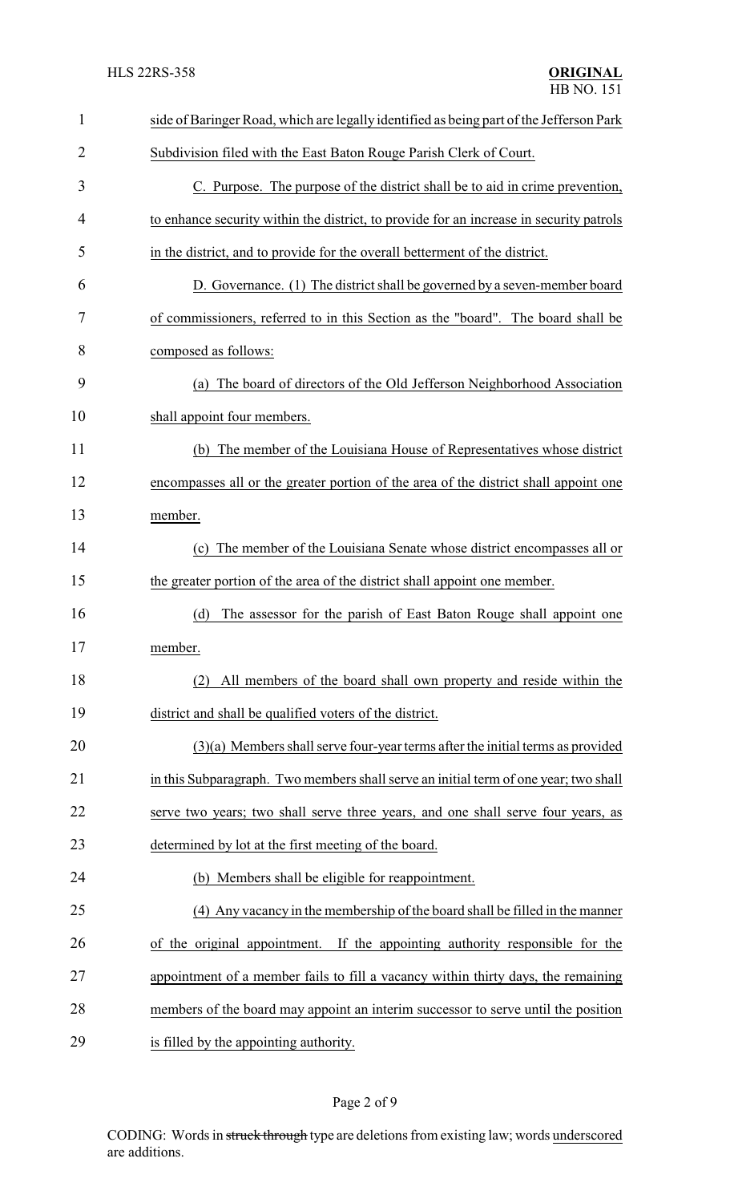side of Baringer Road, which are legally identified as being part of the Jefferson Park Subdivision filed with the East Baton Rouge Parish Clerk of Court.

C. Purpose. The purpose of the district shall be to aid in crime prevention, to enhance security within the district, to provide for an increase in security patrols in the district, and to provide for the overall betterment of the district.

D. Governance. (1) The district shall be governed by a seven-member board of commissioners, referred to in this Section as the "board". The board shall be composed as follows:

(a) The board of directors of the Old Jefferson Neighborhood Association shall appoint four members.

(b) The member of the Louisiana House of Representatives whose district encompasses all or the greater portion of the area of the district shall appoint one member.

(c) The member of the Louisiana Senate whose district encompasses all or the greater portion of the area of the district shall appoint one member.

(d) The assessor for the parish of East Baton Rouge shall appoint one member.

(2) All members of the board shall own property and reside within the district and shall be qualified voters of the district.

(3)(a) Members shall serve four-year terms after the initial terms as provided in this Subparagraph. Two members shall serve an initial term of one year; two shall serve two years; two shall serve three years, and one shall serve four years, as determined by lot at the first meeting of the board.

(b) Members shall be eligible for reappointment.

(4) Any vacancy in the membership of the board shall be filled in the manner of the original appointment. If the appointing authority responsible for the appointment of a member fails to fill a vacancy within thirty days, the remaining members of the board may appoint an interim successor to serve until the position is filled by the appointing authority.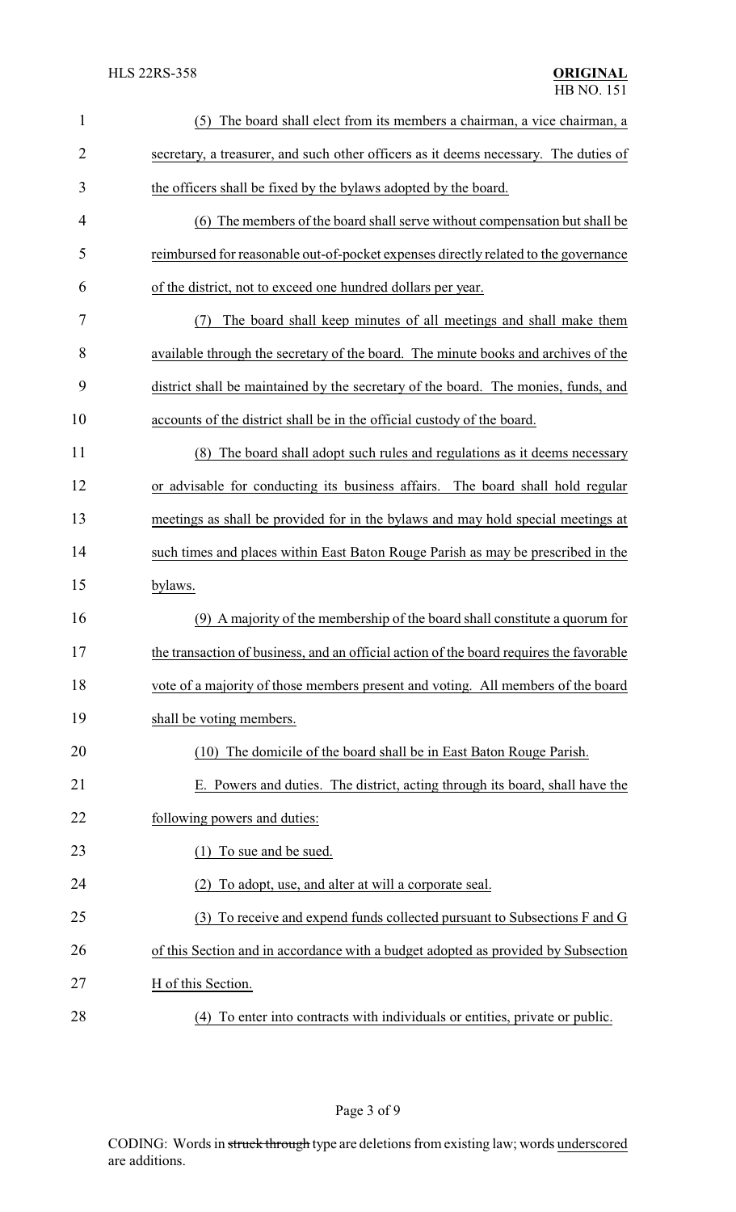(5) The board shall elect from its members a chairman, a vice chairman, a secretary, a treasurer, and such other officers as it deems necessary. The duties of the officers shall be fixed by the bylaws adopted by the board.

(6) The members of the board shall serve without compensation but shall be reimbursed for reasonable out-of-pocket expenses directly related to the governance of the district, not to exceed one hundred dollars per year.

(7) The board shall keep minutes of all meetings and shall make them available through the secretary of the board. The minute books and archives of the district shall be maintained by the secretary of the board. The monies, funds, and accounts of the district shall be in the official custody of the board.

(8) The board shall adopt such rules and regulations as it deems necessary or advisable for conducting its business affairs. The board shall hold regular meetings as shall be provided for in the bylaws and may hold special meetings at such times and places within East Baton Rouge Parish as may be prescribed in the bylaws.

(9) A majority of the membership of the board shall constitute a quorum for the transaction of business, and an official action of the board requires the favorable vote of a majority of those members present and voting. All members of the board shall be voting members.

(10) The domicile of the board shall be in East Baton Rouge Parish.

E. Powers and duties. The district, acting through its board, shall have the following powers and duties:

(1) To sue and be sued.

(2) To adopt, use, and alter at will a corporate seal.

(3) To receive and expend funds collected pursuant to Subsections F and G of this Section and in accordance with a budget adopted as provided by Subsection H of this Section.

(4) To enter into contracts with individuals or entities, private or public.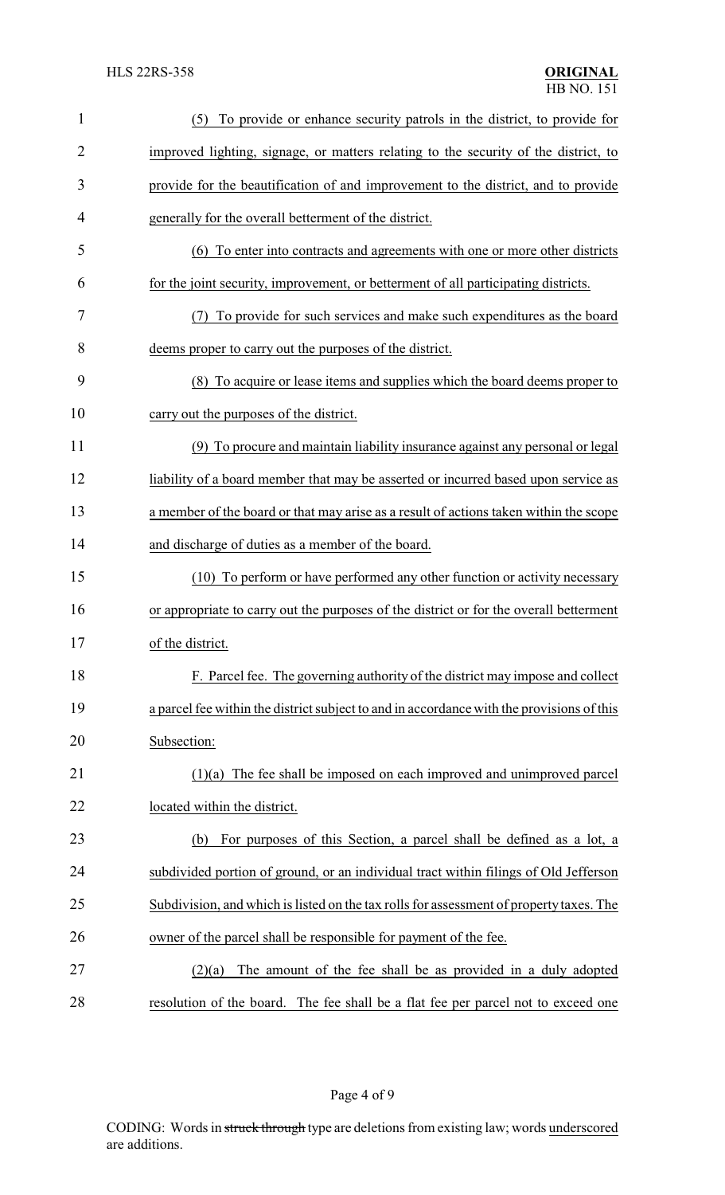(5) To provide or enhance security patrols in the district, to provide for improved lighting, signage, or matters relating to the security of the district, to provide for the beautification of and improvement to the district, and to provide generally for the overall betterment of the district.

(6) To enter into contracts and agreements with one or more other districts for the joint security, improvement, or betterment of all participating districts.

(7) To provide for such services and make such expenditures as the board deems proper to carry out the purposes of the district.

(8) To acquire or lease items and supplies which the board deems proper to carry out the purposes of the district.

(9) To procure and maintain liability insurance against any personal or legal liability of a board member that may be asserted or incurred based upon service as a member of the board or that may arise as a result of actions taken within the scope and discharge of duties as a member of the board.

(10) To perform or have performed any other function or activity necessary or appropriate to carry out the purposes of the district or for the overall betterment of the district.

F. Parcel fee. The governing authority of the district may impose and collect a parcel fee within the district subject to and in accordance with the provisions of this Subsection:

(1)(a) The fee shall be imposed on each improved and unimproved parcel located within the district.

(b) For purposes of this Section, a parcel shall be defined as a lot, a subdivided portion of ground, or an individual tract within filings of Old Jefferson Subdivision, and which is listed on the tax rolls for assessment of property taxes. The owner of the parcel shall be responsible for payment of the fee.

(2)(a) The amount of the fee shall be as provided in a duly adopted resolution of the board. The fee shall be a flat fee per parcel not to exceed one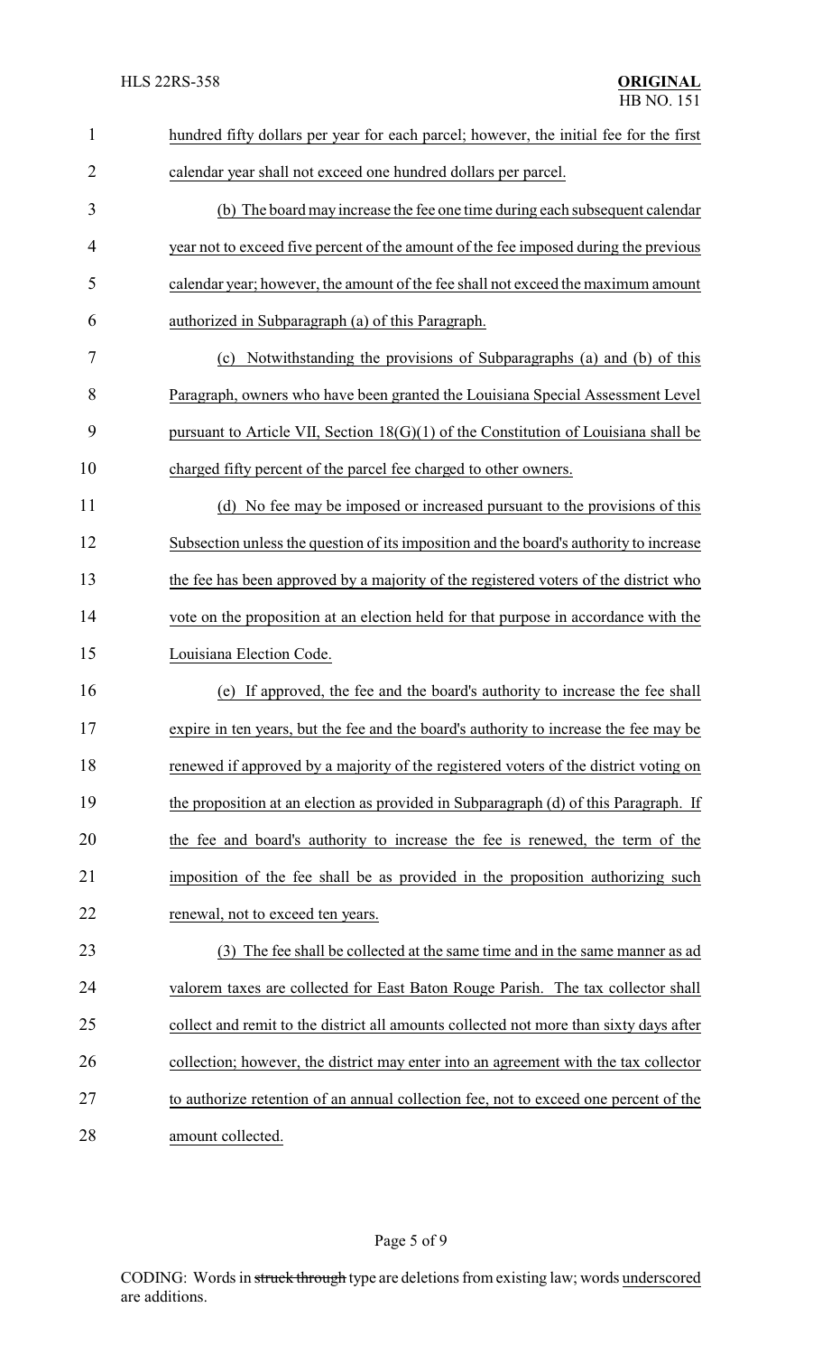hundred fifty dollars per year for each parcel; however, the initial fee for the first calendar year shall not exceed one hundred dollars per parcel.

(b) The board may increase the fee one time during each subsequent calendar year not to exceed five percent of the amount of the fee imposed during the previous calendar year; however, the amount of the fee shall not exceed the maximum amount authorized in Subparagraph (a) of this Paragraph.

(c) Notwithstanding the provisions of Subparagraphs (a) and (b) of this Paragraph, owners who have been granted the Louisiana Special Assessment Level pursuant to Article VII, Section 18(G)(1) of the Constitution of Louisiana shall be charged fifty percent of the parcel fee charged to other owners.

(d) No fee may be imposed or increased pursuant to the provisions of this Subsection unless the question of its imposition and the board's authority to increase the fee has been approved by a majority of the registered voters of the district who vote on the proposition at an election held for that purpose in accordance with the Louisiana Election Code.

(e) If approved, the fee and the board's authority to increase the fee shall expire in ten years, but the fee and the board's authority to increase the fee may be renewed if approved by a majority of the registered voters of the district voting on the proposition at an election as provided in Subparagraph (d) of this Paragraph. If the fee and board's authority to increase the fee is renewed, the term of the imposition of the fee shall be as provided in the proposition authorizing such renewal, not to exceed ten years.

(3) The fee shall be collected at the same time and in the same manner as ad valorem taxes are collected for East Baton Rouge Parish. The tax collector shall collect and remit to the district all amounts collected not more than sixty days after collection; however, the district may enter into an agreement with the tax collector to authorize retention of an annual collection fee, not to exceed one percent of the amount collected.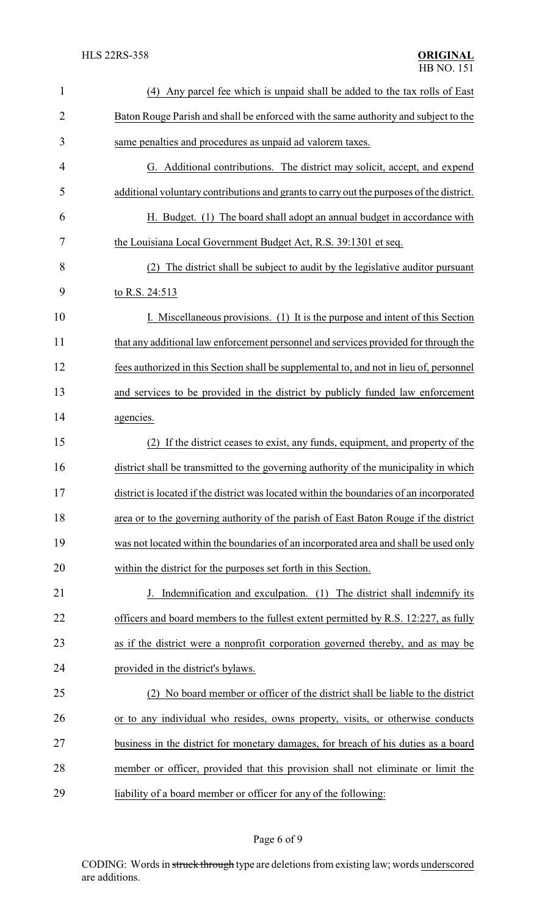(4) Any parcel fee which is unpaid shall be added to the tax rolls of East Baton Rouge Parish and shall be enforced with the same authority and subject to the same penalties and procedures as unpaid ad valorem taxes.

G. Additional contributions. The district may solicit, accept, and expend additional voluntary contributions and grants to carry out the purposes of the district.

H. Budget. (1) The board shall adopt an annual budget in accordance with the Louisiana Local Government Budget Act, R.S. 39:1301 et seq.

(2) The district shall be subject to audit by the legislative auditor pursuant to R.S. 24:513

I. Miscellaneous provisions. (1) It is the purpose and intent of this Section that any additional law enforcement personnel and services provided for through the fees authorized in this Section shall be supplemental to, and not in lieu of, personnel and services to be provided in the district by publicly funded law enforcement agencies.

(2) If the district ceases to exist, any funds, equipment, and property of the district shall be transmitted to the governing authority of the municipality in which district is located if the district was located within the boundaries of an incorporated area or to the governing authority of the parish of East Baton Rouge if the district was not located within the boundaries of an incorporated area and shall be used only within the district for the purposes set forth in this Section.

J. Indemnification and exculpation. (1) The district shall indemnify its officers and board members to the fullest extent permitted by R.S. 12:227, as fully as if the district were a nonprofit corporation governed thereby, and as may be provided in the district's bylaws.

(2) No board member or officer of the district shall be liable to the district or to any individual who resides, owns property, visits, or otherwise conducts business in the district for monetary damages, for breach of his duties as a board member or officer, provided that this provision shall not eliminate or limit the liability of a board member or officer for any of the following: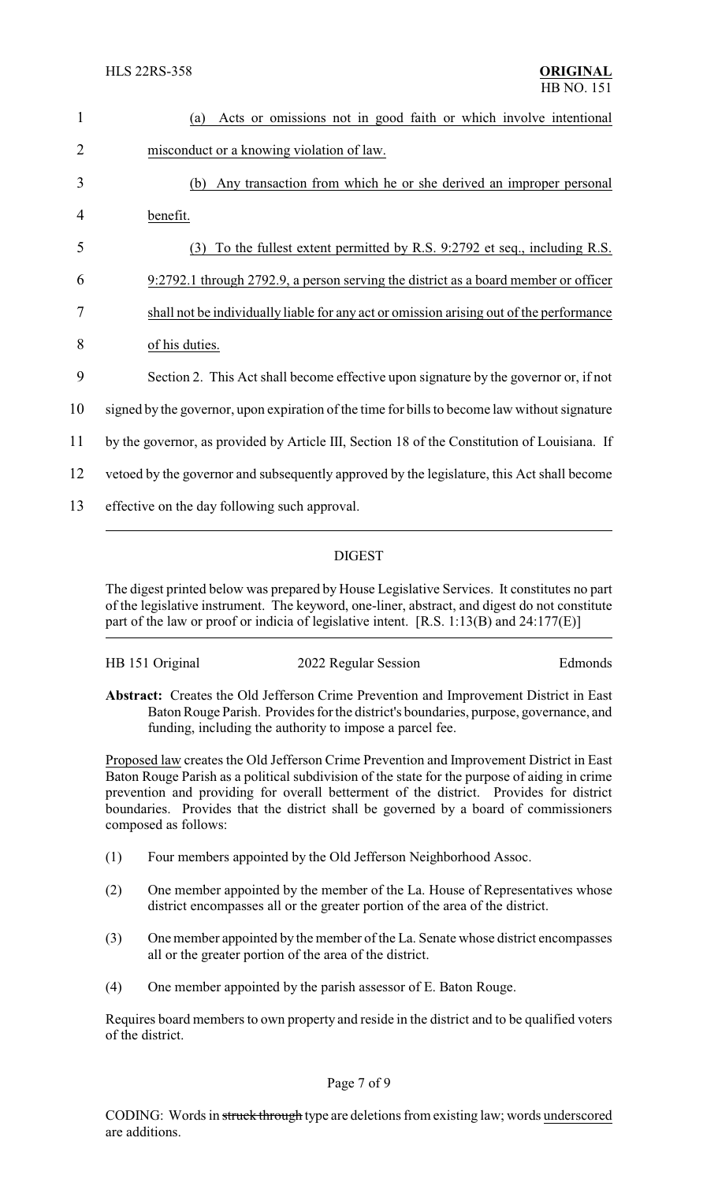(a) Acts or omissions not in good faith or which involve intentional misconduct or a knowing violation of law.

(b) Any transaction from which he or she derived an improper personal benefit.

(3) To the fullest extent permitted by R.S. 9:2792 et seq., including R.S. 9:2792.1 through 2792.9, a person serving the district as a board member or officer shall not be individually liable for any act or omission arising out of the performance of his duties.

Section 2. This Act shall become effective upon signature by the governor or, if not signed by the governor, upon expiration of the time for bills to become law without signature by the governor, as provided by Article III, Section 18 of the Constitution of Louisiana. If vetoed by the governor and subsequently approved by the legislature, this Act shall become effective on the day following such approval.

---

## DIGEST

The digest printed below was prepared by House Legislative Services. It constitutes no part of the legislative instrument. The keyword, one-liner, abstract, and digest do not constitute part of the law or proof or indicia of legislative intent. [R.S. 1:13(B) and 24:177(E)]

HB 151 Original — 2022 Regular Session — Edmonds

**Abstract:** Creates the Old Jefferson Crime Prevention and Improvement District in East Baton Rouge Parish. Provides for the district's boundaries, purpose, governance, and funding, including the authority to impose a parcel fee.

Proposed law creates the Old Jefferson Crime Prevention and Improvement District in East Baton Rouge Parish as a political subdivision of the state for the purpose of aiding in crime prevention and providing for overall betterment of the district. Provides for district boundaries. Provides that the district shall be governed by a board of commissioners composed as follows:

(1) Four members appointed by the Old Jefferson Neighborhood Assoc.

(2) One member appointed by the member of the La. House of Representatives whose district encompasses all or the greater portion of the area of the district.

(3) One member appointed by the member of the La. Senate whose district encompasses all or the greater portion of the area of the district.

(4) One member appointed by the parish assessor of E. Baton Rouge.

Requires board members to own property and reside in the district and to be qualified voters of the district.

CODING: Words in ~~struck through~~ type are deletions from existing law; words underscored are additions.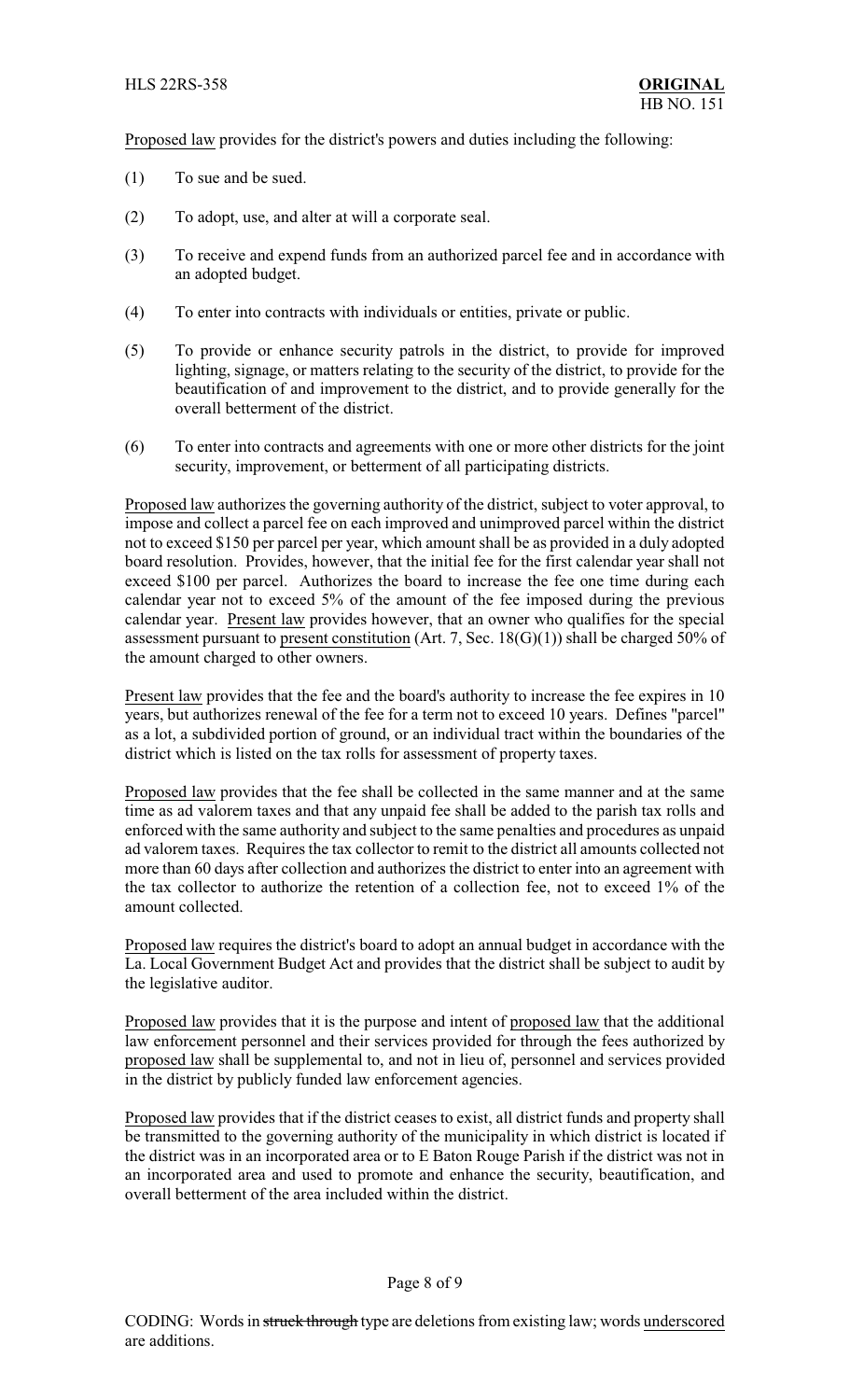Proposed law provides for the district's powers and duties including the following:

(1) To sue and be sued.

(2) To adopt, use, and alter at will a corporate seal.

(3) To receive and expend funds from an authorized parcel fee and in accordance with an adopted budget.

(4) To enter into contracts with individuals or entities, private or public.

(5) To provide or enhance security patrols in the district, to provide for improved lighting, signage, or matters relating to the security of the district, to provide for the beautification of and improvement to the district, and to provide generally for the overall betterment of the district.

(6) To enter into contracts and agreements with one or more other districts for the joint security, improvement, or betterment of all participating districts.

Proposed law authorizes the governing authority of the district, subject to voter approval, to impose and collect a parcel fee on each improved and unimproved parcel within the district not to exceed $150 per parcel per year, which amount shall be as provided in a duly adopted board resolution. Provides, however, that the initial fee for the first calendar year shall not exceed $100 per parcel. Authorizes the board to increase the fee one time during each calendar year not to exceed 5% of the amount of the fee imposed during the previous calendar year. Present law provides however, that an owner who qualifies for the special assessment pursuant to present constitution (Art. 7, Sec. 18(G)(1)) shall be charged 50% of the amount charged to other owners.

Present law provides that the fee and the board's authority to increase the fee expires in 10 years, but authorizes renewal of the fee for a term not to exceed 10 years. Defines "parcel" as a lot, a subdivided portion of ground, or an individual tract within the boundaries of the district which is listed on the tax rolls for assessment of property taxes.

Proposed law provides that the fee shall be collected in the same manner and at the same time as ad valorem taxes and that any unpaid fee shall be added to the parish tax rolls and enforced with the same authority and subject to the same penalties and procedures as unpaid ad valorem taxes. Requires the tax collector to remit to the district all amounts collected not more than 60 days after collection and authorizes the district to enter into an agreement with the tax collector to authorize the retention of a collection fee, not to exceed 1% of the amount collected.

Proposed law requires the district's board to adopt an annual budget in accordance with the La. Local Government Budget Act and provides that the district shall be subject to audit by the legislative auditor.

Proposed law provides that it is the purpose and intent of proposed law that the additional law enforcement personnel and their services provided for through the fees authorized by proposed law shall be supplemental to, and not in lieu of, personnel and services provided in the district by publicly funded law enforcement agencies.

Proposed law provides that if the district ceases to exist, all district funds and property shall be transmitted to the governing authority of the municipality in which district is located if the district was in an incorporated area or to E Baton Rouge Parish if the district was not in an incorporated area and used to promote and enhance the security, beautification, and overall betterment of the area included within the district.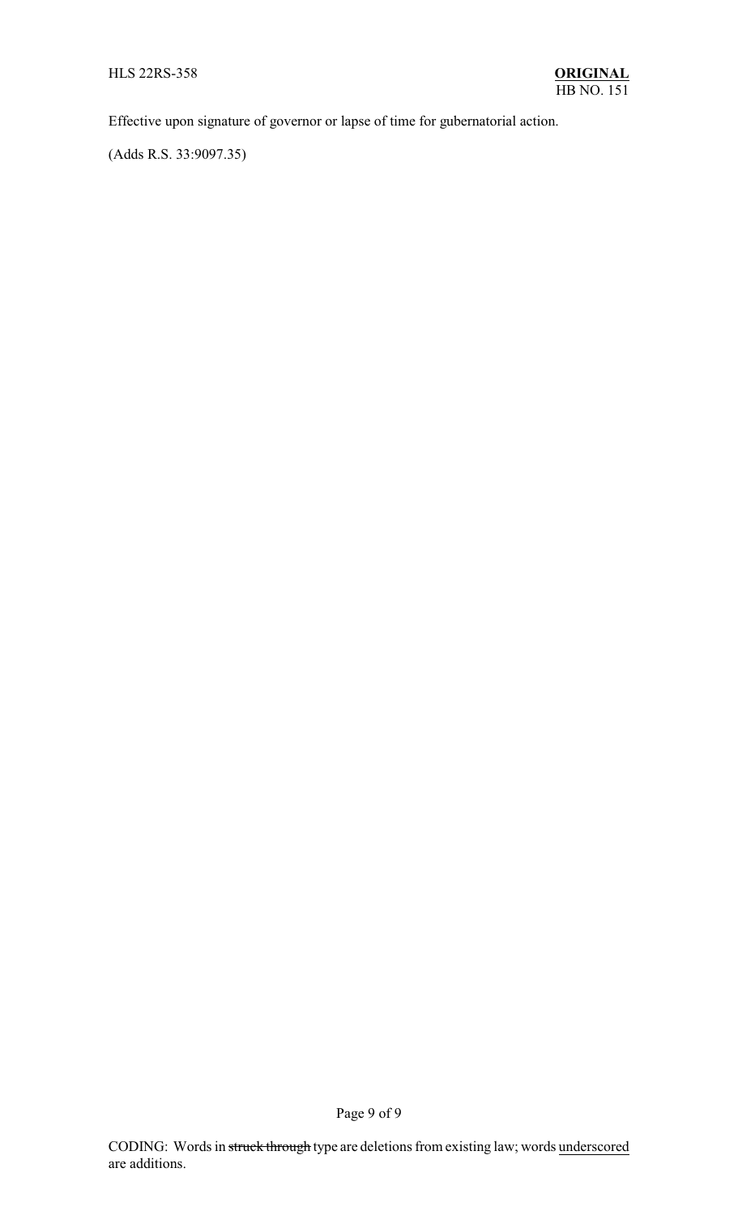Effective upon signature of governor or lapse of time for gubernatorial action.

(Adds R.S. 33:9097.35)